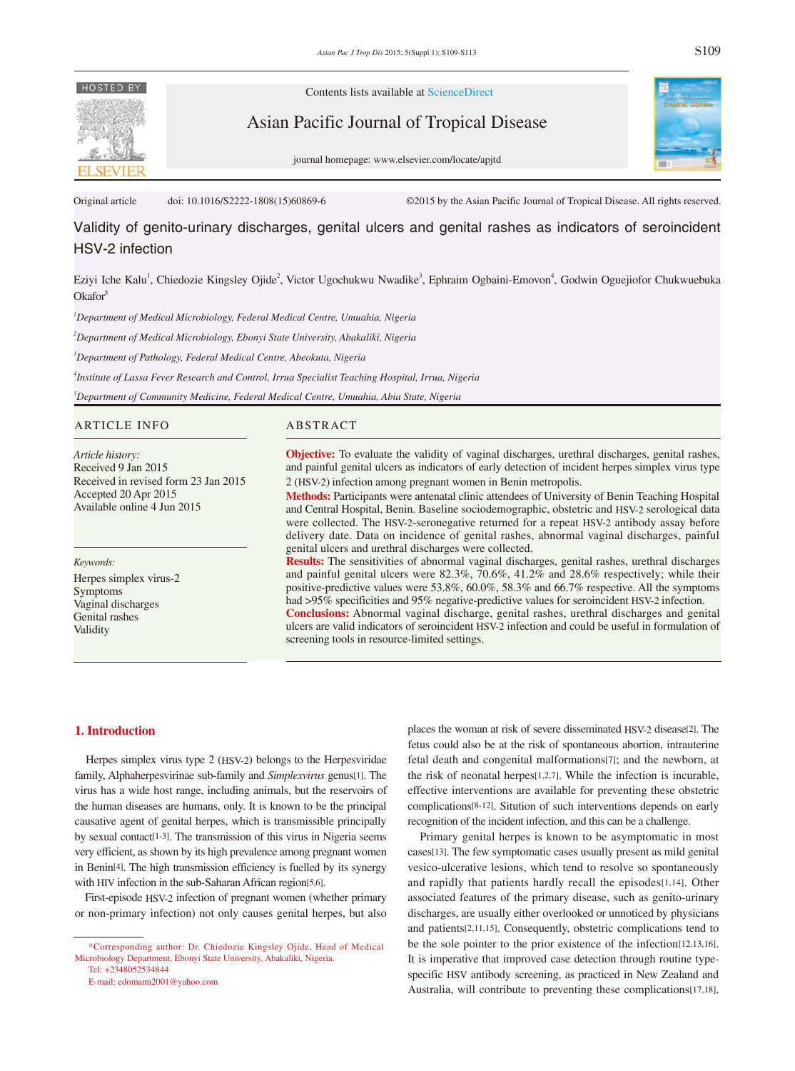Original article doi: 10.1016/S2222-1808(15)60869-6 ©2015 by the Asian Pacific Journal of Tropical Disease. All rights reserved.

# Validity of genito-urinary discharges, genital ulcers and genital rashes as indicators of seroincident HSV-2 infection

Eziyi Iche Kalu[1], Chiedozie Kingsley Ojide[2], Victor Ugochukwu Nwadike[3], Ephraim Ogbaini-Emovon[4], Godwin Oguejiofor Chukwuebuka Okafor[5]

[1]*Department of Medical Microbiology, Federal Medical Centre, Umuahia, Nigeria*

[2]*Department of Medical Microbiology, Ebonyi State University, Abakaliki, Nigeria*

[3]*Department of Pathology, Federal Medical Centre, Abeokuta, Nigeria*

[4]*Institute of Lassa Fever Research and Control, Irrua Specialist Teaching Hospital, Irrua, Nigeria*

[5]*Department of Community Medicine, Federal Medical Centre, Umuahia, Abia State, Nigeria*

## ARTICLE INFO

*Article history:*
Received 9 Jan 2015
Received in revised form 23 Jan 2015
Accepted 20 Apr 2015
Available online 4 Jun 2015

*Keywords:*
Herpes simplex virus-2
Symptoms
Vaginal discharges
Genital rashes
Validity

## ABSTRACT

**Objective:** To evaluate the validity of vaginal discharges, urethral discharges, genital rashes, and painful genital ulcers as indicators of early detection of incident herpes simplex virus type 2 (HSV-2) infection among pregnant women in Benin metropolis.

**Methods:** Participants were antenatal clinic attendees of University of Benin Teaching Hospital and Central Hospital, Benin. Baseline sociodemographic, obstetric and HSV-2 serological data were collected. The HSV-2-seronegative returned for a repeat HSV-2 antibody assay before delivery date. Data on incidence of genital rashes, abnormal vaginal discharges, painful genital ulcers and urethral discharges were collected.

**Results:** The sensitivities of abnormal vaginal discharges, genital rashes, urethral discharges and painful genital ulcers were 82.3%, 70.6%, 41.2% and 28.6% respectively; while their positive-predictive values were 53.8%, 60.0%, 58.3% and 66.7% respective. All the symptoms had >95% specificities and 95% negative-predictive values for seroincident HSV-2 infection.

**Conclusions:** Abnormal vaginal discharge, genital rashes, urethral discharges and genital ulcers are valid indicators of seroincident HSV-2 infection and could be useful in formulation of screening tools in resource-limited settings.

## 1. Introduction

Herpes simplex virus type 2 (HSV-2) belongs to the Herpesviridae family, Alphaherpesvirinae sub-family and *Simplexvirus* genus[1]. The virus has a wide host range, including animals, but the reservoirs of the human diseases are humans, only. It is known to be the principal causative agent of genital herpes, which is transmissible principally by sexual contact[1-3]. The transmission of this virus in Nigeria seems very efficient, as shown by its high prevalence among pregnant women in Benin[4]. The high transmission efficiency is fuelled by its synergy with HIV infection in the sub-Saharan African region[5,6].

First-episode HSV-2 infection of pregnant women (whether primary or non-primary infection) not only causes genital herpes, but also places the woman at risk of severe disseminated HSV-2 disease[2]. The fetus could also be at the risk of spontaneous abortion, intrauterine fetal death and congenital malformations[7]; and the newborn, at the risk of neonatal herpes[1,2,7]. While the infection is incurable, effective interventions are available for preventing these obstetric complications[8-12]. Sitution of such interventions depends on early recognition of the incident infection, and this can be a challenge.

Primary genital herpes is known to be asymptomatic in most cases[13]. The few symptomatic cases usually present as mild genital vesico-ulcerative lesions, which tend to resolve so spontaneously and rapidly that patients hardly recall the episodes[1,14]. Other associated features of the primary disease, such as genito-urinary discharges, are usually either overlooked or unnoticed by physicians and patients[2,11,15]. Consequently, obstetric complications tend to be the sole pointer to the prior existence of the infection[12,13,16]. It is imperative that improved case detection through routine type-specific HSV antibody screening, as practiced in New Zealand and Australia, will contribute to preventing these complications[17,18].

*Corresponding author: Dr. Chiedozie Kingsley Ojide, Head of Medical Microbiology Department, Ebonyi State University, Abakaliki, Nigeria.
Tel: +2348052534844
E-mail: edomann2001@yahoo.com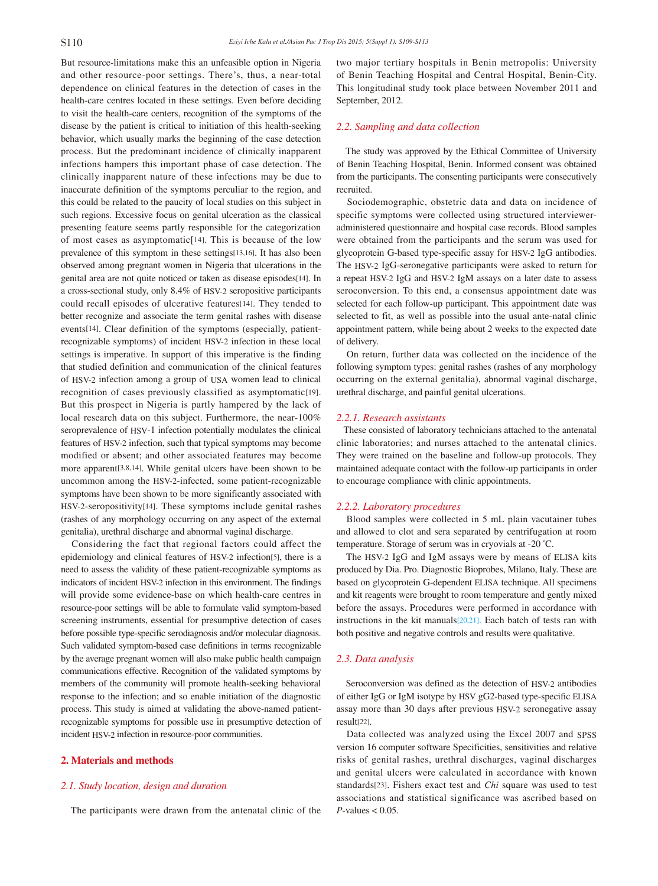But resource-limitations make this an unfeasible option in Nigeria and other resource-poor settings. There's, thus, a near-total dependence on clinical features in the detection of cases in the health-care centres located in these settings. Even before deciding to visit the health-care centers, recognition of the symptoms of the disease by the patient is critical to initiation of this health-seeking behavior, which usually marks the beginning of the case detection process. But the predominant incidence of clinically inapparent infections hampers this important phase of case detection. The clinically inapparent nature of these infections may be due to inaccurate definition of the symptoms perculiar to the region, and this could be related to the paucity of local studies on this subject in such regions. Excessive focus on genital ulceration as the classical presenting feature seems partly responsible for the categorization of most cases as asymptomatic[14]. This is because of the low prevalence of this symptom in these settings[13,16]. It has also been observed among pregnant women in Nigeria that ulcerations in the genital area are not quite noticed or taken as disease episodes[14]. In a cross-sectional study, only 8.4% of HSV-2 seropositive participants could recall episodes of ulcerative features[14]. They tended to better recognize and associate the term genital rashes with disease events[14]. Clear definition of the symptoms (especially, patient-recognizable symptoms) of incident HSV-2 infection in these local settings is imperative. In support of this imperative is the finding that studied definition and communication of the clinical features of HSV-2 infection among a group of USA women lead to clinical recognition of cases previously classified as asymptomatic[19]. But this prospect in Nigeria is partly hampered by the lack of local research data on this subject. Furthermore, the near-100% seroprevalence of HSV-1 infection potentially modulates the clinical features of HSV-2 infection, such that typical symptoms may become modified or absent; and other associated features may become more apparent[3,8,14]. While genital ulcers have been shown to be uncommon among the HSV-2-infected, some patient-recognizable symptoms have been shown to be more significantly associated with HSV-2-seropositivity[14]. These symptoms include genital rashes (rashes of any morphology occurring on any aspect of the external genitalia), urethral discharge and abnormal vaginal discharge.

Considering the fact that regional factors could affect the epidemiology and clinical features of HSV-2 infection[5], there is a need to assess the validity of these patient-recognizable symptoms as indicators of incident HSV-2 infection in this environment. The findings will provide some evidence-base on which health-care centres in resource-poor settings will be able to formulate valid symptom-based screening instruments, essential for presumptive detection of cases before possible type-specific serodiagnosis and/or molecular diagnosis. Such validated symptom-based case definitions in terms recognizable by the average pregnant women will also make public health campaign communications effective. Recognition of the validated symptoms by members of the community will promote health-seeking behavioral response to the infection; and so enable initiation of the diagnostic process. This study is aimed at validating the above-named patient-recognizable symptoms for possible use in presumptive detection of incident HSV-2 infection in resource-poor communities.

## 2. Materials and methods

### 2.1. Study location, design and duration

The participants were drawn from the antenatal clinic of the two major tertiary hospitals in Benin metropolis: University of Benin Teaching Hospital and Central Hospital, Benin-City. This longitudinal study took place between November 2011 and September, 2012.

### 2.2. Sampling and data collection

The study was approved by the Ethical Committee of University of Benin Teaching Hospital, Benin. Informed consent was obtained from the participants. The consenting participants were consecutively recruited.

Sociodemographic, obstetric data and data on incidence of specific symptoms were collected using structured interviewer-administered questionnaire and hospital case records. Blood samples were obtained from the participants and the serum was used for glycoprotein G-based type-specific assay for HSV-2 IgG antibodies. The HSV-2 IgG-seronegative participants were asked to return for a repeat HSV-2 IgG and HSV-2 IgM assays on a later date to assess seroconversion. To this end, a consensus appointment date was selected for each follow-up participant. This appointment date was selected to fit, as well as possible into the usual ante-natal clinic appointment pattern, while being about 2 weeks to the expected date of delivery.

On return, further data was collected on the incidence of the following symptom types: genital rashes (rashes of any morphology occurring on the external genitalia), abnormal vaginal discharge, urethral discharge, and painful genital ulcerations.

#### 2.2.1. Research assistants

These consisted of laboratory technicians attached to the antenatal clinic laboratories; and nurses attached to the antenatal clinics. They were trained on the baseline and follow-up protocols. They maintained adequate contact with the follow-up participants in order to encourage compliance with clinic appointments.

#### 2.2.2. Laboratory procedures

Blood samples were collected in 5 mL plain vacutainer tubes and allowed to clot and sera separated by centrifugation at room temperature. Storage of serum was in cryovials at -20 ℃.

The HSV-2 IgG and IgM assays were by means of ELISA kits produced by Dia. Pro. Diagnostic Bioprobes, Milano, Italy. These are based on glycoprotein G-dependent ELISA technique. All specimens and kit reagents were brought to room temperature and gently mixed before the assays. Procedures were performed in accordance with instructions in the kit manuals[20,21]. Each batch of tests ran with both positive and negative controls and results were qualitative.

### 2.3. Data analysis

Seroconversion was defined as the detection of HSV-2 antibodies of either IgG or IgM isotype by HSV gG2-based type-specific ELISA assay more than 30 days after previous HSV-2 seronegative assay result[22].

Data collected was analyzed using the Excel 2007 and SPSS version 16 computer software Specificities, sensitivities and relative risks of genital rashes, urethral discharges, vaginal discharges and genital ulcers were calculated in accordance with known standards[23]. Fishers exact test and *Chi* square was used to test associations and statistical significance was ascribed based on *P*-values $< 0.05$.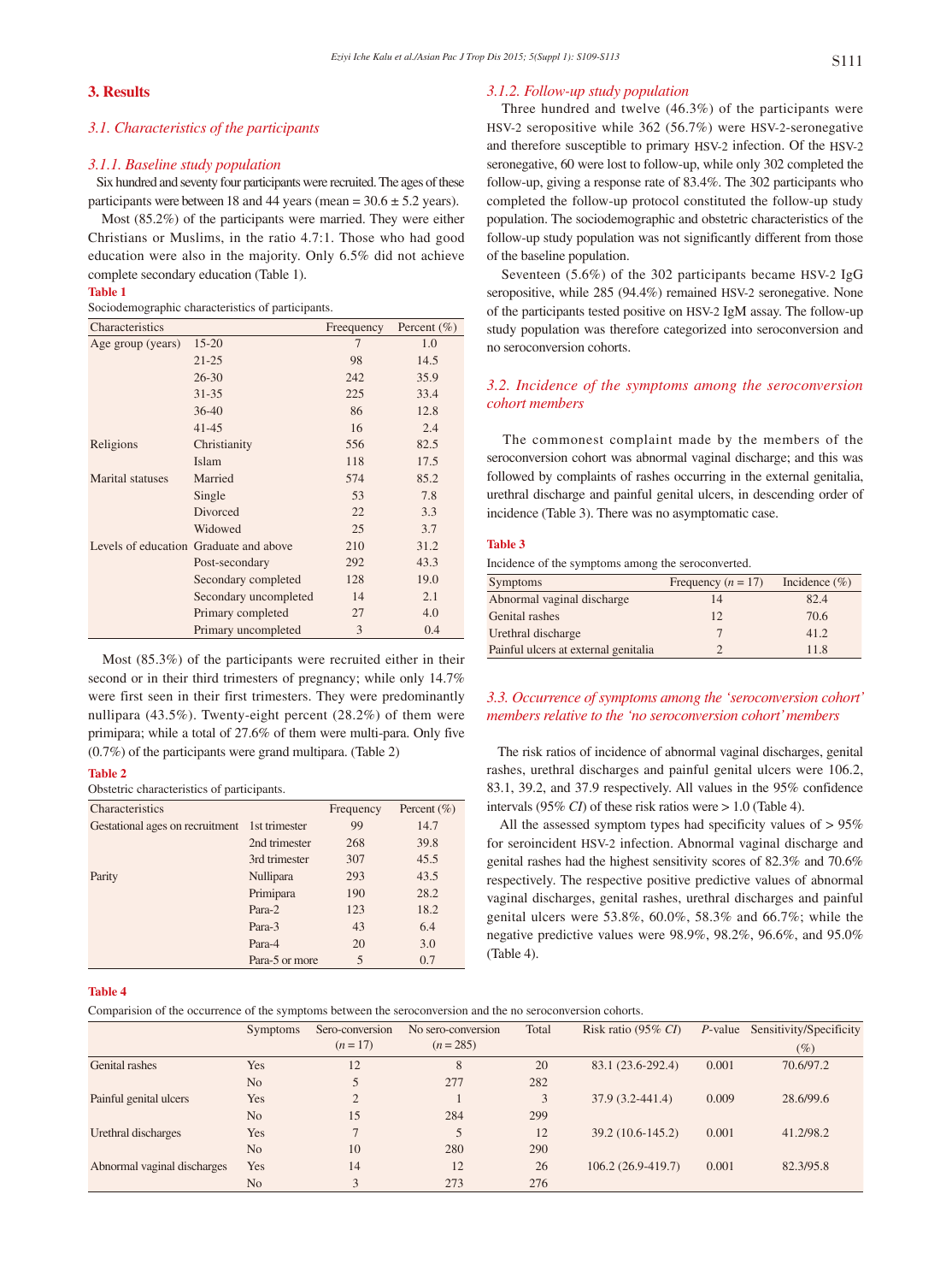## 3. Results

### 3.1. Characteristics of the participants

#### 3.1.1. Baseline study population

Six hundred and seventy four participants were recruited. The ages of these participants were between 18 and 44 years (mean = 30.6 ± 5.2 years).

Most (85.2%) of the participants were married. They were either Christians or Muslims, in the ratio 4.7:1. Those who had good education were also in the majority. Only 6.5% did not achieve complete secondary education (Table 1).

**Table 1**

Sociodemographic characteristics of participants.

| Characteristics | | Frequency | Percent (%) |
|---|---|---|---|
| Age group (years) | 15-20 | 7 | 1.0 |
| | 21-25 | 98 | 14.5 |
| | 26-30 | 242 | 35.9 |
| | 31-35 | 225 | 33.4 |
| | 36-40 | 86 | 12.8 |
| | 41-45 | 16 | 2.4 |
| Religions | Christianity | 556 | 82.5 |
| | Islam | 118 | 17.5 |
| Marital statuses | Married | 574 | 85.2 |
| | Single | 53 | 7.8 |
| | Divorced | 22 | 3.3 |
| | Widowed | 25 | 3.7 |
| Levels of education | Graduate and above | 210 | 31.2 |
| | Post-secondary | 292 | 43.3 |
| | Secondary completed | 128 | 19.0 |
| | Secondary uncompleted | 14 | 2.1 |
| | Primary completed | 27 | 4.0 |
| | Primary uncompleted | 3 | 0.4 |

Most (85.3%) of the participants were recruited either in their second or in their third trimesters of pregnancy; while only 14.7% were first seen in their first trimesters. They were predominantly nullipara (43.5%). Twenty-eight percent (28.2%) of them were primipara; while a total of 27.6% of them were multi-para. Only five (0.7%) of the participants were grand multipara. (Table 2)

**Table 2**

Obstetric characteristics of participants.

| Characteristics | | Frequency | Percent (%) |
|---|---|---|---|
| Gestational ages on recruitment | 1st trimester | 99 | 14.7 |
| | 2nd trimester | 268 | 39.8 |
| | 3rd trimester | 307 | 45.5 |
| Parity | Nullipara | 293 | 43.5 |
| | Primipara | 190 | 28.2 |
| | Para-2 | 123 | 18.2 |
| | Para-3 | 43 | 6.4 |
| | Para-4 | 20 | 3.0 |
| | Para-5 or more | 5 | 0.7 |

#### 3.1.2. Follow-up study population

Three hundred and twelve (46.3%) of the participants were HSV-2 seropositive while 362 (56.7%) were HSV-2-seronegative and therefore susceptible to primary HSV-2 infection. Of the HSV-2 seronegative, 60 were lost to follow-up, while only 302 completed the follow-up, giving a response rate of 83.4%. The 302 participants who completed the follow-up protocol constituted the follow-up study population. The sociodemographic and obstetric characteristics of the follow-up study population was not significantly different from those of the baseline population.

Seventeen (5.6%) of the 302 participants became HSV-2 IgG seropositive, while 285 (94.4%) remained HSV-2 seronegative. None of the participants tested positive on HSV-2 IgM assay. The follow-up study population was therefore categorized into seroconversion and no seroconversion cohorts.

### 3.2. Incidence of the symptoms among the seroconversion cohort members

The commonest complaint made by the members of the seroconversion cohort was abnormal vaginal discharge; and this was followed by complaints of rashes occurring in the external genitalia, urethral discharge and painful genital ulcers, in descending order of incidence (Table 3). There was no asymptomatic case.

**Table 3**

Incidence of the symptoms among the seroconverted.

| Symptoms | Frequency ($n$ = 17) | Incidence (%) |
|---|---|---|
| Abnormal vaginal discharge | 14 | 82.4 |
| Genital rashes | 12 | 70.6 |
| Urethral discharge | 7 | 41.2 |
| Painful ulcers at external genitalia | 2 | 11.8 |

### 3.3. Occurrence of symptoms among the 'seroconversion cohort' members relative to the 'no seroconversion cohort' members

The risk ratios of incidence of abnormal vaginal discharges, genital rashes, urethral discharges and painful genital ulcers were 106.2, 83.1, 39.2, and 37.9 respectively. All values in the 95% confidence intervals (95% *CI*) of these risk ratios were > 1.0 (Table 4).

All the assessed symptom types had specificity values of > 95% for seroincident HSV-2 infection. Abnormal vaginal discharge and genital rashes had the highest sensitivity scores of 82.3% and 70.6% respectively. The respective positive predictive values of abnormal vaginal discharges, genital rashes, urethral discharges and painful genital ulcers were 53.8%, 60.0%, 58.3% and 66.7%; while the negative predictive values were 98.9%, 98.2%, 96.6%, and 95.0% (Table 4).

**Table 4**

Comparision of the occurrence of the symptoms between the seroconversion and the no seroconversion cohorts.

| | Symptoms | Sero-conversion ($n$ = 17) | No sero-conversion ($n$ = 285) | Total | Risk ratio (95% *CI*) | *P*-value | Sensitivity/Specificity (%) |
|---|---|---|---|---|---|---|---|
| Genital rashes | Yes | 12 | 8 | 20 | 83.1 (23.6-292.4) | 0.001 | 70.6/97.2 |
| | No | 5 | 277 | 282 | | | |
| Painful genital ulcers | Yes | 2 | 1 | 3 | 37.9 (3.2-441.4) | 0.009 | 28.6/99.6 |
| | No | 15 | 284 | 299 | | | |
| Urethral discharges | Yes | 7 | 5 | 12 | 39.2 (10.6-145.2) | 0.001 | 41.2/98.2 |
| | No | 10 | 280 | 290 | | | |
| Abnormal vaginal discharges | Yes | 14 | 12 | 26 | 106.2 (26.9-419.7) | 0.001 | 82.3/95.8 |
| | No | 3 | 273 | 276 | | | |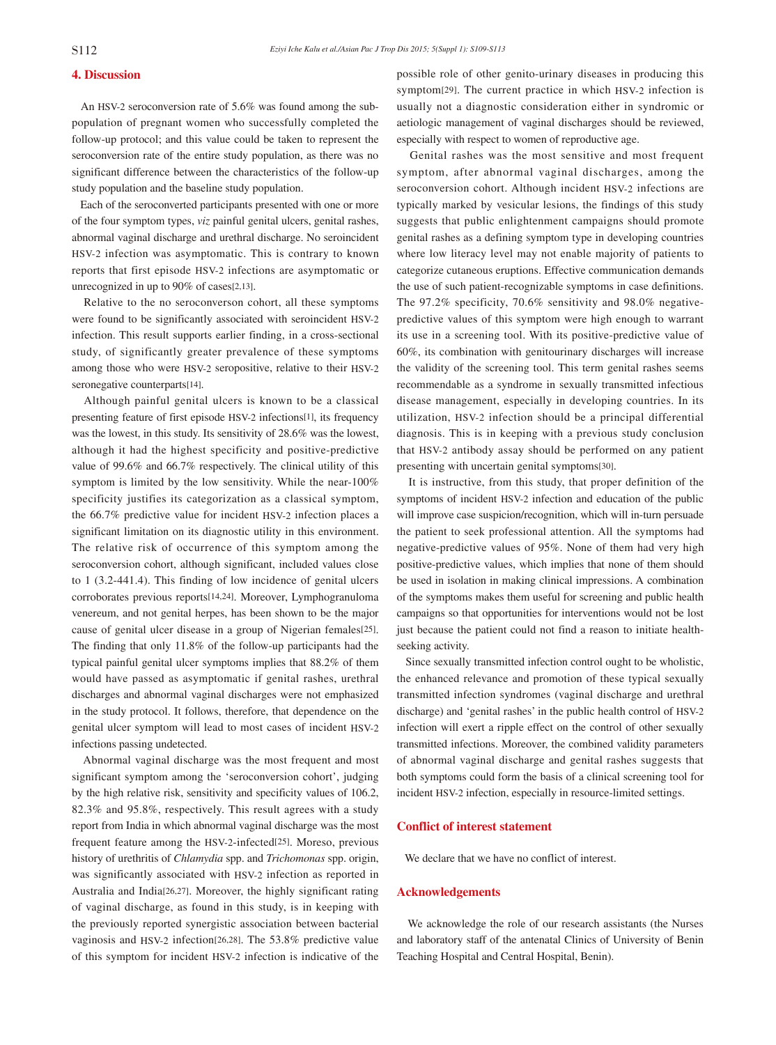## 4. Discussion

An HSV-2 seroconversion rate of 5.6% was found among the sub-population of pregnant women who successfully completed the follow-up protocol; and this value could be taken to represent the seroconversion rate of the entire study population, as there was no significant difference between the characteristics of the follow-up study population and the baseline study population.

Each of the seroconverted participants presented with one or more of the four symptom types, *viz* painful genital ulcers, genital rashes, abnormal vaginal discharge and urethral discharge. No seroincident HSV-2 infection was asymptomatic. This is contrary to known reports that first episode HSV-2 infections are asymptomatic or unrecognized in up to 90% of cases[2,13].

Relative to the no seroconverson cohort, all these symptoms were found to be significantly associated with seroincident HSV-2 infection. This result supports earlier finding, in a cross-sectional study, of significantly greater prevalence of these symptoms among those who were HSV-2 seropositive, relative to their HSV-2 seronegative counterparts[14].

Although painful genital ulcers is known to be a classical presenting feature of first episode HSV-2 infections[1], its frequency was the lowest, in this study. Its sensitivity of 28.6% was the lowest, although it had the highest specificity and positive-predictive value of 99.6% and 66.7% respectively. The clinical utility of this symptom is limited by the low sensitivity. While the near-100% specificity justifies its categorization as a classical symptom, the 66.7% predictive value for incident HSV-2 infection places a significant limitation on its diagnostic utility in this environment. The relative risk of occurrence of this symptom among the seroconversion cohort, although significant, included values close to 1 (3.2-441.4). This finding of low incidence of genital ulcers corroborates previous reports[14,24]. Moreover, Lymphogranuloma venereum, and not genital herpes, has been shown to be the major cause of genital ulcer disease in a group of Nigerian females[25]. The finding that only 11.8% of the follow-up participants had the typical painful genital ulcer symptoms implies that 88.2% of them would have passed as asymptomatic if genital rashes, urethral discharges and abnormal vaginal discharges were not emphasized in the study protocol. It follows, therefore, that dependence on the genital ulcer symptom will lead to most cases of incident HSV-2 infections passing undetected.

Abnormal vaginal discharge was the most frequent and most significant symptom among the 'seroconversion cohort', judging by the high relative risk, sensitivity and specificity values of 106.2, 82.3% and 95.8%, respectively. This result agrees with a study report from India in which abnormal vaginal discharge was the most frequent feature among the HSV-2-infected[25]. Moreso, previous history of urethritis of *Chlamydia* spp. and *Trichomonas* spp. origin, was significantly associated with HSV-2 infection as reported in Australia and India[26,27]. Moreover, the highly significant rating of vaginal discharge, as found in this study, is in keeping with the previously reported synergistic association between bacterial vaginosis and HSV-2 infection[26,28]. The 53.8% predictive value of this symptom for incident HSV-2 infection is indicative of the possible role of other genito-urinary diseases in producing this symptom[29]. The current practice in which HSV-2 infection is usually not a diagnostic consideration either in syndromic or aetiologic management of vaginal discharges should be reviewed, especially with respect to women of reproductive age.

Genital rashes was the most sensitive and most frequent symptom, after abnormal vaginal discharges, among the seroconversion cohort. Although incident HSV-2 infections are typically marked by vesicular lesions, the findings of this study suggests that public enlightenment campaigns should promote genital rashes as a defining symptom type in developing countries where low literacy level may not enable majority of patients to categorize cutaneous eruptions. Effective communication demands the use of such patient-recognizable symptoms in case definitions. The 97.2% specificity, 70.6% sensitivity and 98.0% negative-predictive values of this symptom were high enough to warrant its use in a screening tool. With its positive-predictive value of 60%, its combination with genitourinary discharges will increase the validity of the screening tool. This term genital rashes seems recommendable as a syndrome in sexually transmitted infectious disease management, especially in developing countries. In its utilization, HSV-2 infection should be a principal differential diagnosis. This is in keeping with a previous study conclusion that HSV-2 antibody assay should be performed on any patient presenting with uncertain genital symptoms[30].

It is instructive, from this study, that proper definition of the symptoms of incident HSV-2 infection and education of the public will improve case suspicion/recognition, which will in-turn persuade the patient to seek professional attention. All the symptoms had negative-predictive values of 95%. None of them had very high positive-predictive values, which implies that none of them should be used in isolation in making clinical impressions. A combination of the symptoms makes them useful for screening and public health campaigns so that opportunities for interventions would not be lost just because the patient could not find a reason to initiate health-seeking activity.

Since sexually transmitted infection control ought to be wholistic, the enhanced relevance and promotion of these typical sexually transmitted infection syndromes (vaginal discharge and urethral discharge) and 'genital rashes' in the public health control of HSV-2 infection will exert a ripple effect on the control of other sexually transmitted infections. Moreover, the combined validity parameters of abnormal vaginal discharge and genital rashes suggests that both symptoms could form the basis of a clinical screening tool for incident HSV-2 infection, especially in resource-limited settings.

## Conflict of interest statement

We declare that we have no conflict of interest.

## Acknowledgements

We acknowledge the role of our research assistants (the Nurses and laboratory staff of the antenatal Clinics of University of Benin Teaching Hospital and Central Hospital, Benin).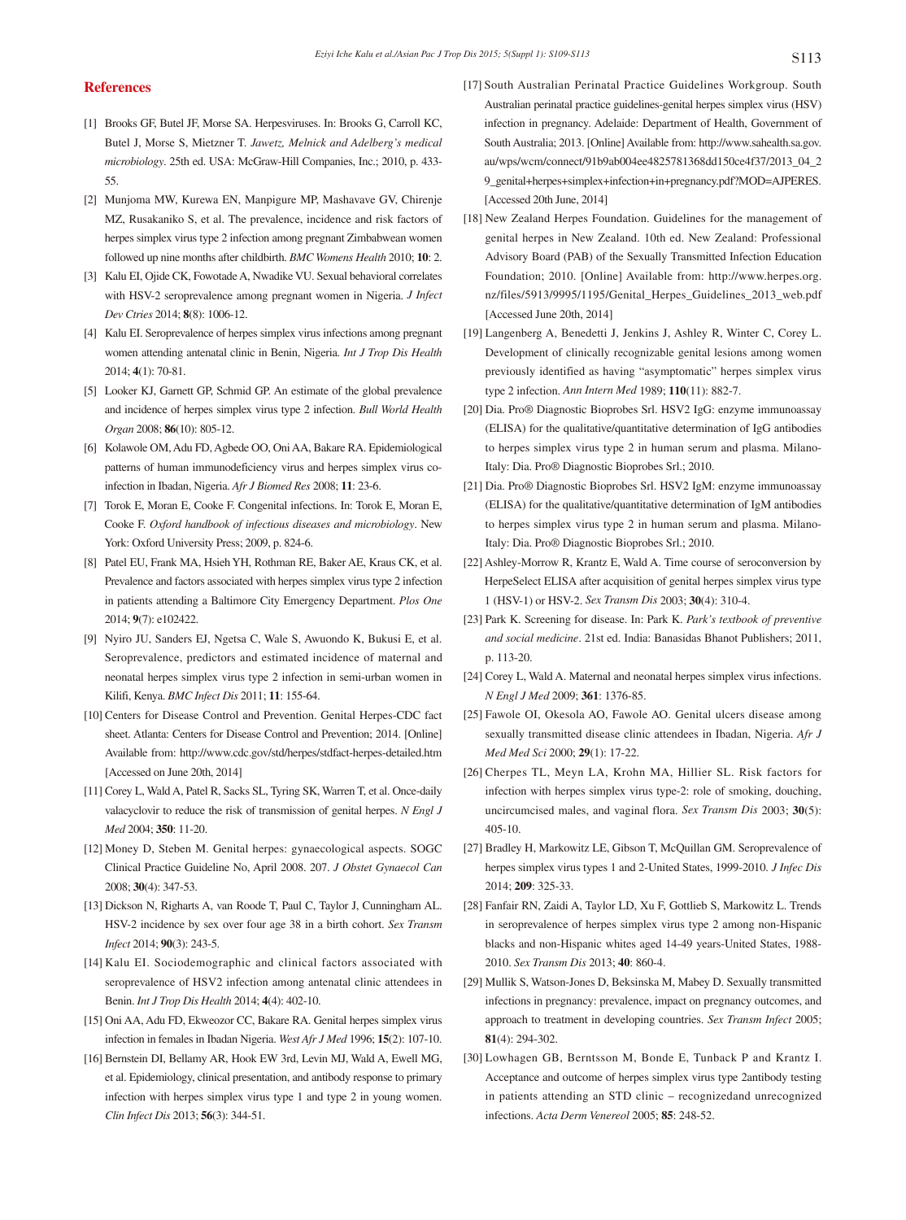## References

[1] Brooks GF, Butel JF, Morse SA. Herpesviruses. In: Brooks G, Carroll KC, Butel J, Morse S, Mietzner T. *Jawetz, Melnick and Adelberg's medical microbiology*. 25th ed. USA: McGraw-Hill Companies, Inc.; 2010, p. 433-55.

[2] Munjoma MW, Kurewa EN, Manpigure MP, Mashavave GV, Chirenje MZ, Rusakaniko S, et al. The prevalence, incidence and risk factors of herpes simplex virus type 2 infection among pregnant Zimbabwean women followed up nine months after childbirth. *BMC Womens Health* 2010; **10**: 2.

[3] Kalu EI, Ojide CK, Fowotade A, Nwadike VU. Sexual behavioral correlates with HSV-2 seroprevalence among pregnant women in Nigeria. *J Infect Dev Ctries* 2014; **8**(8): 1006-12.

[4] Kalu EI. Seroprevalence of herpes simplex virus infections among pregnant women attending antenatal clinic in Benin, Nigeria. *Int J Trop Dis Health* 2014; **4**(1): 70-81.

[5] Looker KJ, Garnett GP, Schmid GP. An estimate of the global prevalence and incidence of herpes simplex virus type 2 infection. *Bull World Health Organ* 2008; **86**(10): 805-12.

[6] Kolawole OM, Adu FD, Agbede OO, Oni AA, Bakare RA. Epidemiological patterns of human immunodeficiency virus and herpes simplex virus co-infection in Ibadan, Nigeria. *Afr J Biomed Res* 2008; **11**: 23-6.

[7] Torok E, Moran E, Cooke F. Congenital infections. In: Torok E, Moran E, Cooke F. *Oxford handbook of infectious diseases and microbiology*. New York: Oxford University Press; 2009, p. 824-6.

[8] Patel EU, Frank MA, Hsieh YH, Rothman RE, Baker AE, Kraus CK, et al. Prevalence and factors associated with herpes simplex virus type 2 infection in patients attending a Baltimore City Emergency Department. *Plos One* 2014; **9**(7): e102422.

[9] Nyiro JU, Sanders EJ, Ngetsa C, Wale S, Awuondo K, Bukusi E, et al. Seroprevalence, predictors and estimated incidence of maternal and neonatal herpes simplex virus type 2 infection in semi-urban women in Kilifi, Kenya. *BMC Infect Dis* 2011; **11**: 155-64.

[10] Centers for Disease Control and Prevention. Genital Herpes-CDC fact sheet. Atlanta: Centers for Disease Control and Prevention; 2014. [Online] Available from: http://www.cdc.gov/std/herpes/stdfact-herpes-detailed.htm [Accessed on June 20th, 2014]

[11] Corey L, Wald A, Patel R, Sacks SL, Tyring SK, Warren T, et al. Once-daily valacyclovir to reduce the risk of transmission of genital herpes. *N Engl J Med* 2004; **350**: 11-20.

[12] Money D, Steben M. Genital herpes: gynaecological aspects. SOGC Clinical Practice Guideline No, April 2008. 207. *J Obstet Gynaecol Can* 2008; **30**(4): 347-53.

[13] Dickson N, Righarts A, van Roode T, Paul C, Taylor J, Cunningham AL. HSV-2 incidence by sex over four age 38 in a birth cohort. *Sex Transm Infect* 2014; **90**(3): 243-5.

[14] Kalu EI. Sociodemographic and clinical factors associated with seroprevalence of HSV2 infection among antenatal clinic attendees in Benin. *Int J Trop Dis Health* 2014; **4**(4): 402-10.

[15] Oni AA, Adu FD, Ekweozor CC, Bakare RA. Genital herpes simplex virus infection in females in Ibadan Nigeria. *West Afr J Med* 1996; **15**(2): 107-10.

[16] Bernstein DI, Bellamy AR, Hook EW 3rd, Levin MJ, Wald A, Ewell MG, et al. Epidemiology, clinical presentation, and antibody response to primary infection with herpes simplex virus type 1 and type 2 in young women. *Clin Infect Dis* 2013; **56**(3): 344-51.

[17] South Australian Perinatal Practice Guidelines Workgroup. South Australian perinatal practice guidelines-genital herpes simplex virus (HSV) infection in pregnancy. Adelaide: Department of Health, Government of South Australia; 2013. [Online] Available from: http://www.sahealth.sa.gov.au/wps/wcm/connect/91b9ab004ee4825781368dd150ce4f37/2013_04_29_genital+herpes+simplex+infection+in+pregnancy.pdf?MOD=AJPERES. [Accessed 20th June, 2014]

[18] New Zealand Herpes Foundation. Guidelines for the management of genital herpes in New Zealand. 10th ed. New Zealand: Professional Advisory Board (PAB) of the Sexually Transmitted Infection Education Foundation; 2010. [Online] Available from: http://www.herpes.org.nz/files/5913/9995/1195/Genital_Herpes_Guidelines_2013_web.pdf [Accessed June 20th, 2014]

[19] Langenberg A, Benedetti J, Jenkins J, Ashley R, Winter C, Corey L. Development of clinically recognizable genital lesions among women previously identified as having "asymptomatic" herpes simplex virus type 2 infection. *Ann Intern Med* 1989; **110**(11): 882-7.

[20] Dia. Pro® Diagnostic Bioprobes Srl. HSV2 IgG: enzyme immunoassay (ELISA) for the qualitative/quantitative determination of IgG antibodies to herpes simplex virus type 2 in human serum and plasma. Milano-Italy: Dia. Pro® Diagnostic Bioprobes Srl.; 2010.

[21] Dia. Pro® Diagnostic Bioprobes Srl. HSV2 IgM: enzyme immunoassay (ELISA) for the qualitative/quantitative determination of IgM antibodies to herpes simplex virus type 2 in human serum and plasma. Milano-Italy: Dia. Pro® Diagnostic Bioprobes Srl.; 2010.

[22] Ashley-Morrow R, Krantz E, Wald A. Time course of seroconversion by HerpeSelect ELISA after acquisition of genital herpes simplex virus type 1 (HSV-1) or HSV-2. *Sex Transm Dis* 2003; **30**(4): 310-4.

[23] Park K. Screening for disease. In: Park K. *Park's textbook of preventive and social medicine*. 21st ed. India: Banasidas Bhanot Publishers; 2011, p. 113-20.

[24] Corey L, Wald A. Maternal and neonatal herpes simplex virus infections. *N Engl J Med* 2009; **361**: 1376-85.

[25] Fawole OI, Okesola AO, Fawole AO. Genital ulcers disease among sexually transmitted disease clinic attendees in Ibadan, Nigeria. *Afr J Med Med Sci* 2000; **29**(1): 17-22.

[26] Cherpes TL, Meyn LA, Krohn MA, Hillier SL. Risk factors for infection with herpes simplex virus type-2: role of smoking, douching, uncircumcised males, and vaginal flora. *Sex Transm Dis* 2003; **30**(5): 405-10.

[27] Bradley H, Markowitz LE, Gibson T, McQuillan GM. Seroprevalence of herpes simplex virus types 1 and 2-United States, 1999-2010. *J Infec Dis* 2014; **209**: 325-33.

[28] Fanfair RN, Zaidi A, Taylor LD, Xu F, Gottlieb S, Markowitz L. Trends in seroprevalence of herpes simplex virus type 2 among non-Hispanic blacks and non-Hispanic whites aged 14-49 years-United States, 1988-2010. *Sex Transm Dis* 2013; **40**: 860-4.

[29] Mullik S, Watson-Jones D, Beksinska M, Mabey D. Sexually transmitted infections in pregnancy: prevalence, impact on pregnancy outcomes, and approach to treatment in developing countries. *Sex Transm Infect* 2005; **81**(4): 294-302.

[30] Lowhagen GB, Berntsson M, Bonde E, Tunback P and Krantz I. Acceptance and outcome of herpes simplex virus type 2antibody testing in patients attending an STD clinic – recognizedand unrecognized infections. *Acta Derm Venereol* 2005; **85**: 248-52.